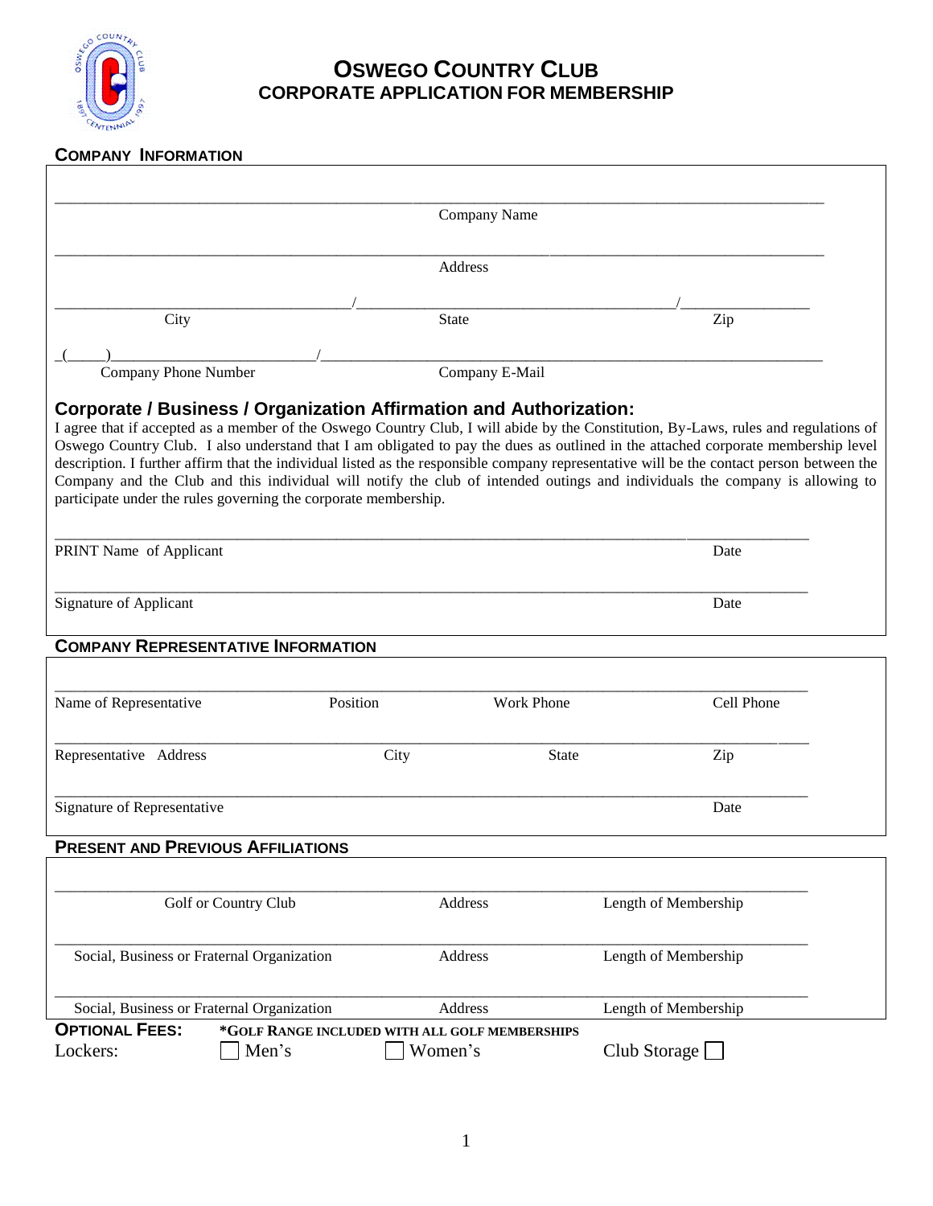# OSWEGO COUNTRY CLUB
## CORPORATE APPLICATION FOR MEMBERSHIP

### COMPANY INFORMATION

_______________________________________________
Company Name

_______________________________________________
Address

____________________/____________________/__________
City / State / Zip

_(____)______________/_____________________________
Company Phone Number / Company E-Mail

### Corporate / Business / Organization Affirmation and Authorization:

I agree that if accepted as a member of the Oswego Country Club, I will abide by the Constitution, By-Laws, rules and regulations of Oswego Country Club. I also understand that I am obligated to pay the dues as outlined in the attached corporate membership level description. I further affirm that the individual listed as the responsible company representative will be the contact person between the Company and the Club and this individual will notify the club of intended outings and individuals the company is allowing to participate under the rules governing the corporate membership.

_______________________________________________
PRINT Name of Applicant — Date

_______________________________________________
Signature of Applicant — Date

### COMPANY REPRESENTATIVE INFORMATION

_______________________________________________
Name of Representative — Position — Work Phone — Cell Phone

_______________________________________________
Representative Address — City — State — Zip

_______________________________________________
Signature of Representative — Date

### PRESENT AND PREVIOUS AFFILIATIONS

_______________________________________________
Golf or Country Club — Address — Length of Membership

_______________________________________________
Social, Business or Fraternal Organization — Address — Length of Membership

_______________________________________________
Social, Business or Fraternal Organization — Address — Length of Membership

**OPTIONAL FEES:** ***GOLF RANGE INCLUDED WITH ALL GOLF MEMBERSHIPS**

Lockers: ☐ Men's ☐ Women's Club Storage ☐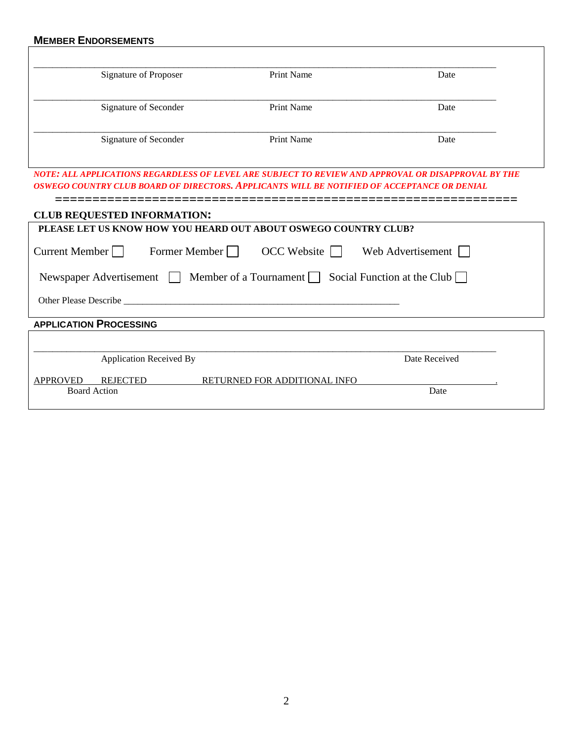## MEMBER ENDORSEMENTS

| | | |
|---|---|---|
| ______________________________ | ______________________________ | ______________ |
| Signature of Proposer | Print Name | Date |
| ______________________________ | ______________________________ | ______________ |
| Signature of Seconder | Print Name | Date |
| ______________________________ | ______________________________ | ______________ |
| Signature of Seconder | Print Name | Date |

***NOTE: ALL APPLICATIONS REGARDLESS OF LEVEL ARE SUBJECT TO REVIEW AND APPROVAL OR DISAPPROVAL BY THE OSWEGO COUNTRY CLUB BOARD OF DIRECTORS. APPLICANTS WILL BE NOTIFIED OF ACCEPTANCE OR DENIAL***

==============================================================

## CLUB REQUESTED INFORMATION:

**PLEASE LET US KNOW HOW YOU HEARD OUT ABOUT OSWEGO COUNTRY CLUB?**

Current Member ☐ Former Member ☐ OCC Website ☐ Web Advertisement ☐

Newspaper Advertisement ☐ Member of a Tournament ☐ Social Function at the Club ☐

Other Please Describe ____________________________________________________________

## APPLICATION PROCESSING

| | |
|---|---|
| ______________________________________________ | ______________ |
| Application Received By | Date Received |

APPROVED REJECTED RETURNED FOR ADDITIONAL INFO ______________.

Board Action Date